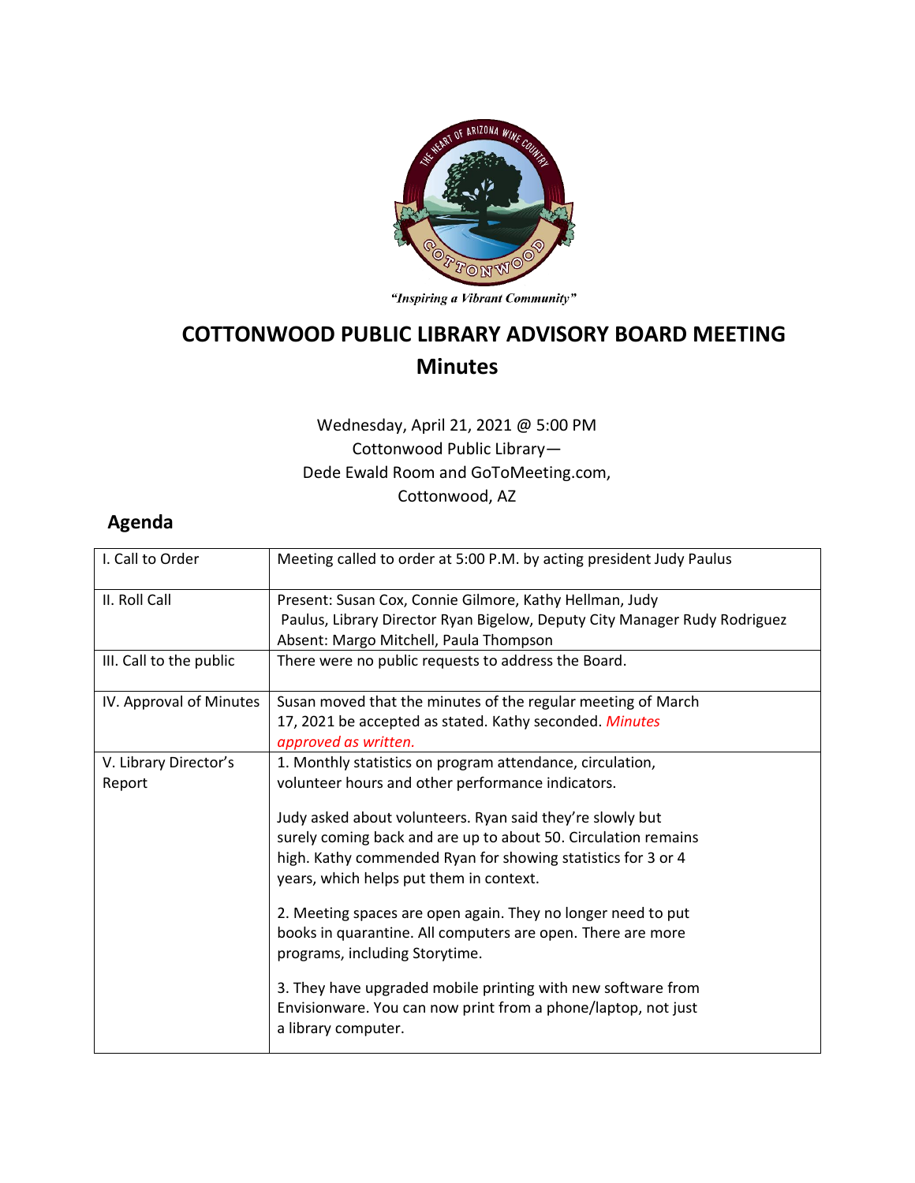"Inspiring a Vibrant Community"

# COTTONWOOD PUBLIC LIBRARY ADVISORY BOARD MEETING

## Minutes

Wednesday, April 21, 2021 @ 5:00 PM
Cottonwood Public Library—
Dede Ewald Room and GoToMeeting.com,
Cottonwood, AZ

## Agenda

| | |
|---|---|
| I. Call to Order | Meeting called to order at 5:00 P.M. by acting president Judy Paulus |
| II. Roll Call | Present: Susan Cox, Connie Gilmore, Kathy Hellman, Judy Paulus, Library Director Ryan Bigelow, Deputy City Manager Rudy Rodriguez<br>Absent: Margo Mitchell, Paula Thompson |
| III. Call to the public | There were no public requests to address the Board. |
| IV. Approval of Minutes | Susan moved that the minutes of the regular meeting of March 17, 2021 be accepted as stated. Kathy seconded. *Minutes approved as written.* |
| V. Library Director's Report | 1. Monthly statistics on program attendance, circulation, volunteer hours and other performance indicators.<br><br>Judy asked about volunteers. Ryan said they're slowly but surely coming back and are up to about 50. Circulation remains high. Kathy commended Ryan for showing statistics for 3 or 4 years, which helps put them in context.<br><br>2. Meeting spaces are open again. They no longer need to put books in quarantine. All computers are open. There are more programs, including Storytime.<br><br>3. They have upgraded mobile printing with new software from Envisionware. You can now print from a phone/laptop, not just a library computer. |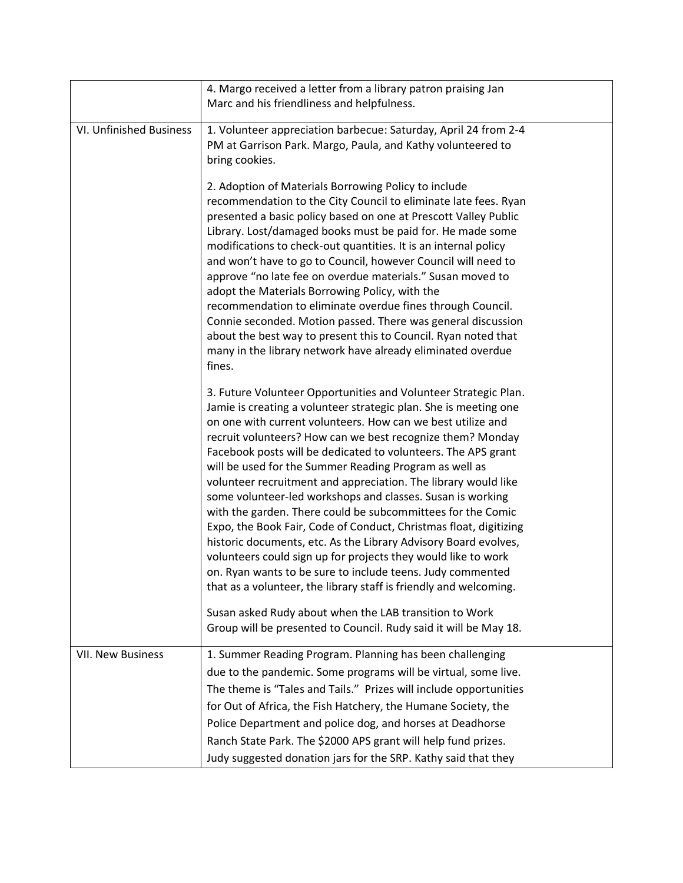| | |
|---|---|
| | 4. Margo received a letter from a library patron praising Jan Marc and his friendliness and helpfulness. |
| VI. Unfinished Business | 1. Volunteer appreciation barbecue: Saturday, April 24 from 2-4 PM at Garrison Park. Margo, Paula, and Kathy volunteered to bring cookies.<br><br>2. Adoption of Materials Borrowing Policy to include recommendation to the City Council to eliminate late fees. Ryan presented a basic policy based on one at Prescott Valley Public Library. Lost/damaged books must be paid for. He made some modifications to check-out quantities. It is an internal policy and won't have to go to Council, however Council will need to approve "no late fee on overdue materials." Susan moved to adopt the Materials Borrowing Policy, with the recommendation to eliminate overdue fines through Council. Connie seconded. Motion passed. There was general discussion about the best way to present this to Council. Ryan noted that many in the library network have already eliminated overdue fines.<br><br>3. Future Volunteer Opportunities and Volunteer Strategic Plan. Jamie is creating a volunteer strategic plan. She is meeting one on one with current volunteers. How can we best utilize and recruit volunteers? How can we best recognize them? Monday Facebook posts will be dedicated to volunteers. The APS grant will be used for the Summer Reading Program as well as volunteer recruitment and appreciation. The library would like some volunteer-led workshops and classes. Susan is working with the garden. There could be subcommittees for the Comic Expo, the Book Fair, Code of Conduct, Christmas float, digitizing historic documents, etc. As the Library Advisory Board evolves, volunteers could sign up for projects they would like to work on. Ryan wants to be sure to include teens. Judy commented that as a volunteer, the library staff is friendly and welcoming.<br><br>Susan asked Rudy about when the LAB transition to Work Group will be presented to Council. Rudy said it will be May 18. |
| VII. New Business | 1. Summer Reading Program. Planning has been challenging due to the pandemic. Some programs will be virtual, some live. The theme is "Tales and Tails." Prizes will include opportunities for Out of Africa, the Fish Hatchery, the Humane Society, the Police Department and police dog, and horses at Deadhorse Ranch State Park. The $2000 APS grant will help fund prizes. Judy suggested donation jars for the SRP. Kathy said that they |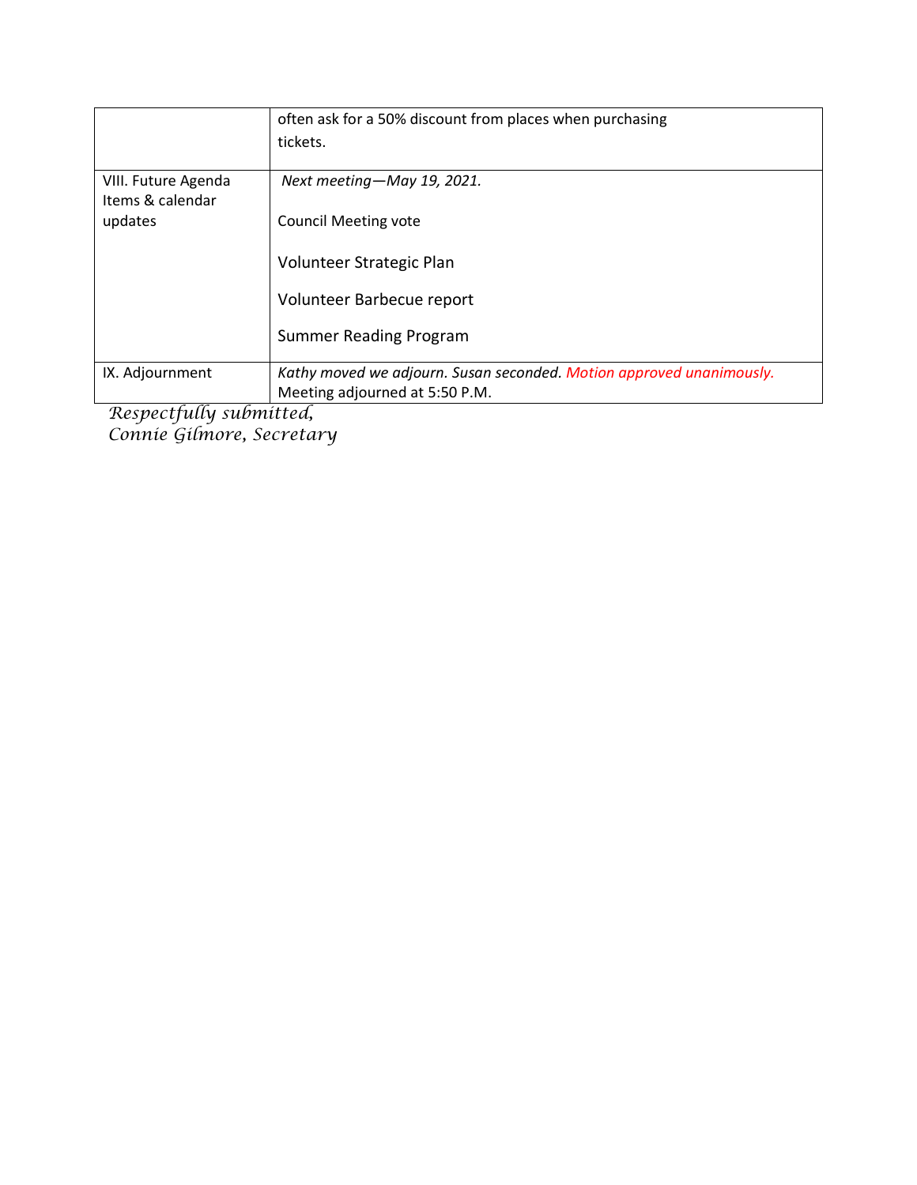| | |
|---|---|
| | often ask for a 50% discount from places when purchasing tickets. |
| VIII. Future Agenda Items & calendar updates | *Next meeting—May 19, 2021.*<br><br>Council Meeting vote<br><br>Volunteer Strategic Plan<br><br>Volunteer Barbecue report<br><br>Summer Reading Program |
| IX. Adjournment | *Kathy moved we adjourn. Susan seconded. Motion approved unanimously.*<br>Meeting adjourned at 5:50 P.M. |

*Respectfully submitted,*
*Connie Gilmore, Secretary*